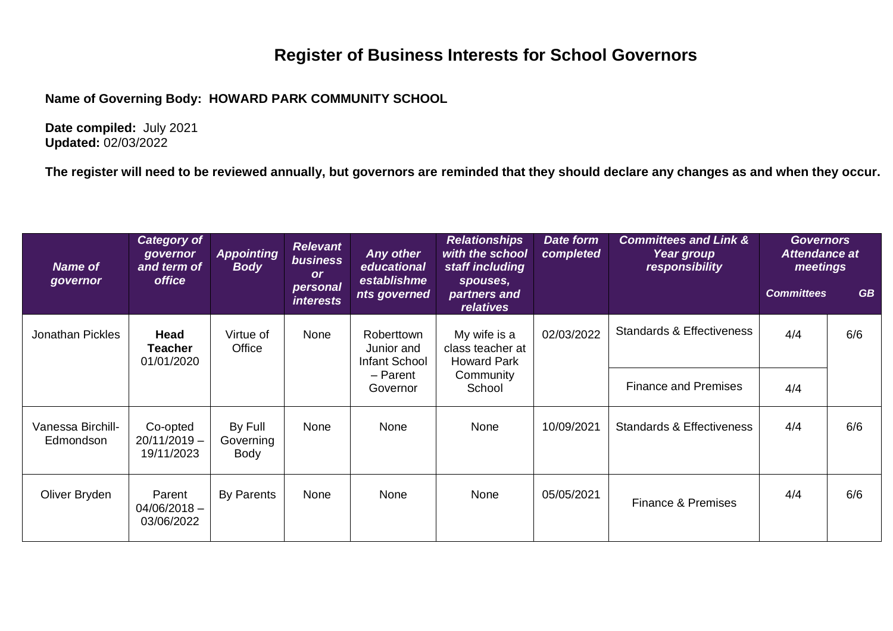# Register of Business Interests for School Governors

**Name of Governing Body: HOWARD PARK COMMUNITY SCHOOL**

**Date compiled:** July 2021
**Updated:** 02/03/2022

**The register will need to be reviewed annually, but governors are reminded that they should declare any changes as and when they occur.**

| Name of governor | Category of governor and term of office | Appointing Body | Relevant business or personal interests | Any other educational establishments governed | Relationships with the school staff including spouses, partners and relatives | Date form completed | Committees and Link & Year group responsibility | Governors Attendance at meetings | |
|---|---|---|---|---|---|---|---|---|---|
| | | | | | | | | Committees | GB |
| Jonathan Pickles | **Head Teacher** 01/01/2020 | Virtue of Office | None | Roberttown Junior and Infant School – Parent Governor | My wife is a class teacher at Howard Park Community School | 02/03/2022 | Standards & Effectiveness | 4/4 | 6/6 |
| | | | | | | | Finance and Premises | 4/4 | |
| Vanessa Birchill-Edmondson | Co-opted 20/11/2019 – 19/11/2023 | By Full Governing Body | None | None | None | 10/09/2021 | Standards & Effectiveness | 4/4 | 6/6 |
| Oliver Bryden | Parent 04/06/2018 – 03/06/2022 | By Parents | None | None | None | 05/05/2021 | Finance & Premises | 4/4 | 6/6 |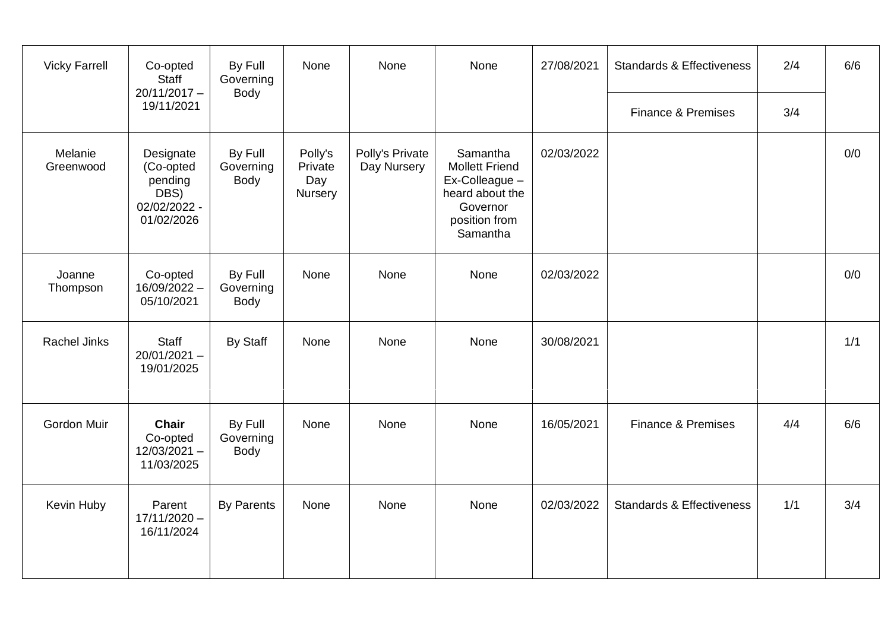| | | | | | | | | | |
|---|---|---|---|---|---|---|---|---|---|
| Vicky Farrell | Co-opted Staff 20/11/2017 – 19/11/2021 | By Full Governing Body | None | None | None | 27/08/2021 | Standards & Effectiveness | 2/4 | 6/6 |
| | | | | | | | Finance & Premises | 3/4 | |
| Melanie Greenwood | Designate (Co-opted pending DBS) 02/02/2022 - 01/02/2026 | By Full Governing Body | Polly's Private Day Nursery | Polly's Private Day Nursery | Samantha Mollett Friend Ex-Colleague – heard about the Governor position from Samantha | 02/03/2022 | | | 0/0 |
| Joanne Thompson | Co-opted 16/09/2022 – 05/10/2021 | By Full Governing Body | None | None | None | 02/03/2022 | | | 0/0 |
| Rachel Jinks | Staff 20/01/2021 – 19/01/2025 | By Staff | None | None | None | 30/08/2021 | | | 1/1 |
| Gordon Muir | **Chair** Co-opted 12/03/2021 – 11/03/2025 | By Full Governing Body | None | None | None | 16/05/2021 | Finance & Premises | 4/4 | 6/6 |
| Kevin Huby | Parent 17/11/2020 – 16/11/2024 | By Parents | None | None | None | 02/03/2022 | Standards & Effectiveness | 1/1 | 3/4 |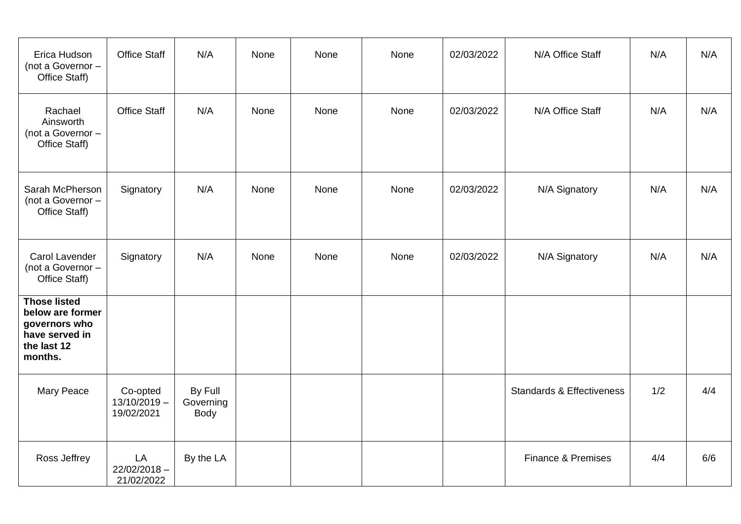| | | | | | | | | | |
|---|---|---|---|---|---|---|---|---|---|
| Erica Hudson (not a Governor – Office Staff) | Office Staff | N/A | None | None | None | 02/03/2022 | N/A Office Staff | N/A | N/A |
| Rachael Ainsworth (not a Governor – Office Staff) | Office Staff | N/A | None | None | None | 02/03/2022 | N/A Office Staff | N/A | N/A |
| Sarah McPherson (not a Governor – Office Staff) | Signatory | N/A | None | None | None | 02/03/2022 | N/A Signatory | N/A | N/A |
| Carol Lavender (not a Governor – Office Staff) | Signatory | N/A | None | None | None | 02/03/2022 | N/A Signatory | N/A | N/A |
| **Those listed below are former governors who have served in the last 12 months.** | | | | | | | | | |
| Mary Peace | Co-opted 13/10/2019 – 19/02/2021 | By Full Governing Body | | | | | Standards & Effectiveness | 1/2 | 4/4 |
| Ross Jeffrey | LA 22/02/2018 – 21/02/2022 | By the LA | | | | | Finance & Premises | 4/4 | 6/6 |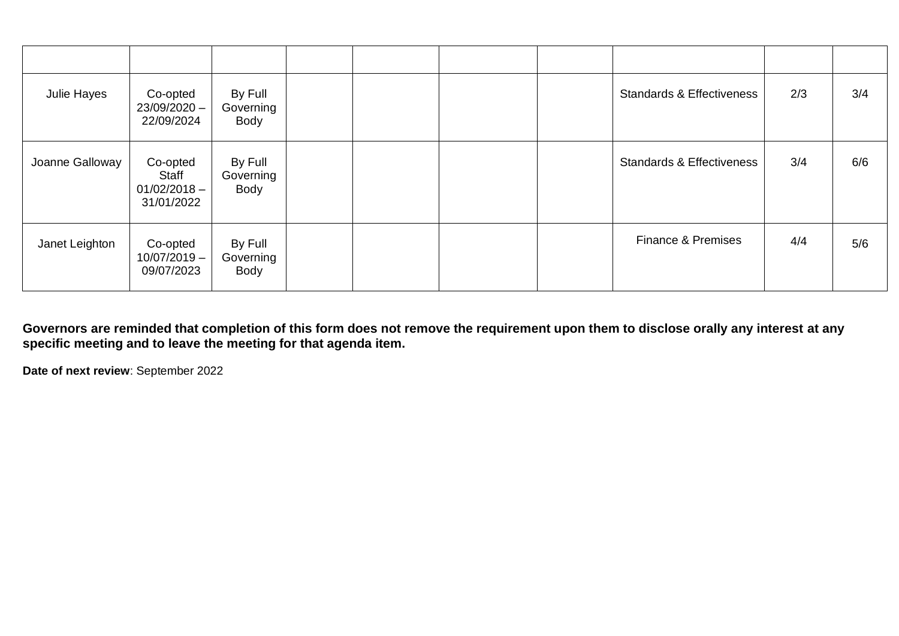| | | | | | | | | | |
|---|---|---|---|---|---|---|---|---|---|
| | | | | | | | | | |
| Julie Hayes | Co-opted 23/09/2020 – 22/09/2024 | By Full Governing Body | | | | | Standards & Effectiveness | 2/3 | 3/4 |
| Joanne Galloway | Co-opted Staff 01/02/2018 – 31/01/2022 | By Full Governing Body | | | | | Standards & Effectiveness | 3/4 | 6/6 |
| Janet Leighton | Co-opted 10/07/2019 – 09/07/2023 | By Full Governing Body | | | | | Finance & Premises | 4/4 | 5/6 |

**Governors are reminded that completion of this form does not remove the requirement upon them to disclose orally any interest at any specific meeting and to leave the meeting for that agenda item.**

**Date of next review**: September 2022